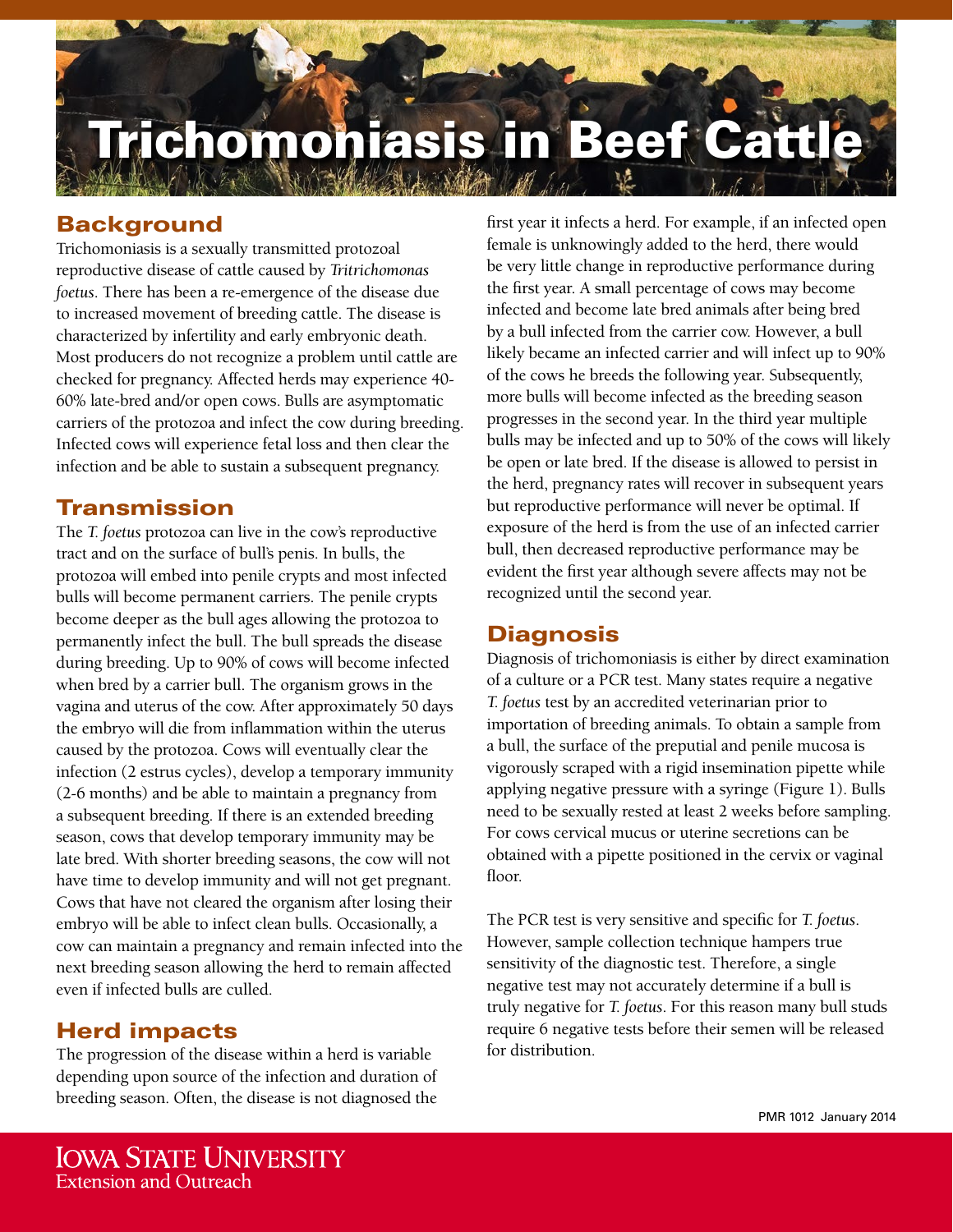# Trichomoniasis in Beef Cattle

## Background

Trichomoniasis is a sexually transmitted protozoal reproductive disease of cattle caused by *Tritrichomonas foetus*. There has been a re-emergence of the disease due to increased movement of breeding cattle. The disease is characterized by infertility and early embryonic death. Most producers do not recognize a problem until cattle are checked for pregnancy. Affected herds may experience 40-60% late-bred and/or open cows. Bulls are asymptomatic carriers of the protozoa and infect the cow during breeding. Infected cows will experience fetal loss and then clear the infection and be able to sustain a subsequent pregnancy.

## Transmission

The *T. foetus* protozoa can live in the cow's reproductive tract and on the surface of bull's penis. In bulls, the protozoa will embed into penile crypts and most infected bulls will become permanent carriers. The penile crypts become deeper as the bull ages allowing the protozoa to permanently infect the bull. The bull spreads the disease during breeding. Up to 90% of cows will become infected when bred by a carrier bull. The organism grows in the vagina and uterus of the cow. After approximately 50 days the embryo will die from inflammation within the uterus caused by the protozoa. Cows will eventually clear the infection (2 estrus cycles), develop a temporary immunity (2-6 months) and be able to maintain a pregnancy from a subsequent breeding. If there is an extended breeding season, cows that develop temporary immunity may be late bred. With shorter breeding seasons, the cow will not have time to develop immunity and will not get pregnant. Cows that have not cleared the organism after losing their embryo will be able to infect clean bulls. Occasionally, a cow can maintain a pregnancy and remain infected into the next breeding season allowing the herd to remain affected even if infected bulls are culled.

## Herd impacts

The progression of the disease within a herd is variable depending upon source of the infection and duration of breeding season. Often, the disease is not diagnosed the first year it infects a herd. For example, if an infected open female is unknowingly added to the herd, there would be very little change in reproductive performance during the first year. A small percentage of cows may become infected and become late bred animals after being bred by a bull infected from the carrier cow. However, a bull likely became an infected carrier and will infect up to 90% of the cows he breeds the following year. Subsequently, more bulls will become infected as the breeding season progresses in the second year. In the third year multiple bulls may be infected and up to 50% of the cows will likely be open or late bred. If the disease is allowed to persist in the herd, pregnancy rates will recover in subsequent years but reproductive performance will never be optimal. If exposure of the herd is from the use of an infected carrier bull, then decreased reproductive performance may be evident the first year although severe affects may not be recognized until the second year.

## Diagnosis

Diagnosis of trichomoniasis is either by direct examination of a culture or a PCR test. Many states require a negative *T. foetus* test by an accredited veterinarian prior to importation of breeding animals. To obtain a sample from a bull, the surface of the preputial and penile mucosa is vigorously scraped with a rigid insemination pipette while applying negative pressure with a syringe (Figure 1). Bulls need to be sexually rested at least 2 weeks before sampling. For cows cervical mucus or uterine secretions can be obtained with a pipette positioned in the cervix or vaginal floor.

The PCR test is very sensitive and specific for *T. foetus*. However, sample collection technique hampers true sensitivity of the diagnostic test. Therefore, a single negative test may not accurately determine if a bull is truly negative for *T. foetus*. For this reason many bull studs require 6 negative tests before their semen will be released for distribution.

PMR 1012 January 2014

Iowa State University
Extension and Outreach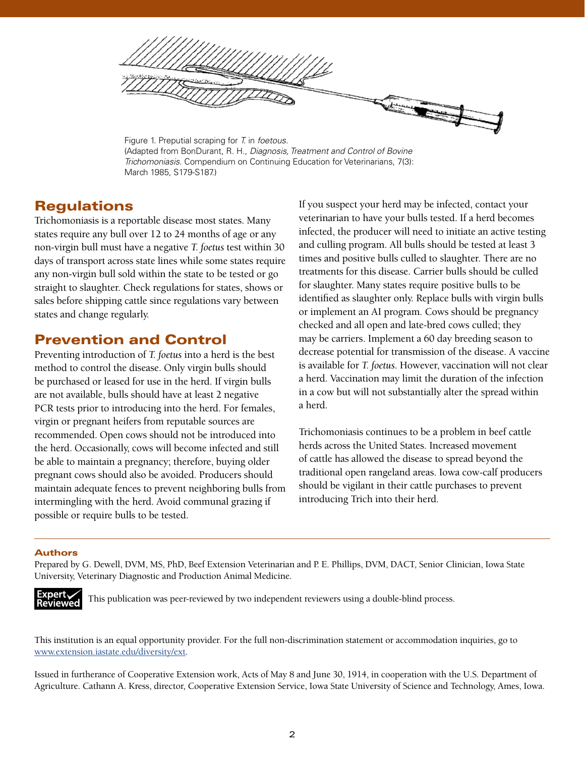Figure 1. Preputial scraping for *T.* in *foetous*.
(Adapted from BonDurant, R. H., *Diagnosis, Treatment and Control of Bovine Trichomoniasis*. Compendium on Continuing Education for Veterinarians, 7(3): March 1985, S179-S187.)

## Regulations

Trichomoniasis is a reportable disease most states. Many states require any bull over 12 to 24 months of age or any non-virgin bull must have a negative *T. foetus* test within 30 days of transport across state lines while some states require any non-virgin bull sold within the state to be tested or go straight to slaughter. Check regulations for states, shows or sales before shipping cattle since regulations vary between states and change regularly.

## Prevention and Control

Preventing introduction of *T. foetus* into a herd is the best method to control the disease. Only virgin bulls should be purchased or leased for use in the herd. If virgin bulls are not available, bulls should have at least 2 negative PCR tests prior to introducing into the herd. For females, virgin or pregnant heifers from reputable sources are recommended. Open cows should not be introduced into the herd. Occasionally, cows will become infected and still be able to maintain a pregnancy; therefore, buying older pregnant cows should also be avoided. Producers should maintain adequate fences to prevent neighboring bulls from intermingling with the herd. Avoid communal grazing if possible or require bulls to be tested.

If you suspect your herd may be infected, contact your veterinarian to have your bulls tested. If a herd becomes infected, the producer will need to initiate an active testing and culling program. All bulls should be tested at least 3 times and positive bulls culled to slaughter. There are no treatments for this disease. Carrier bulls should be culled for slaughter. Many states require positive bulls to be identified as slaughter only. Replace bulls with virgin bulls or implement an AI program. Cows should be pregnancy checked and all open and late-bred cows culled; they may be carriers. Implement a 60 day breeding season to decrease potential for transmission of the disease. A vaccine is available for *T. foetus*. However, vaccination will not clear a herd. Vaccination may limit the duration of the infection in a cow but will not substantially alter the spread within a herd.

Trichomoniasis continues to be a problem in beef cattle herds across the United States. Increased movement of cattle has allowed the disease to spread beyond the traditional open rangeland areas. Iowa cow-calf producers should be vigilant in their cattle purchases to prevent introducing Trich into their herd.

---

### Authors

Prepared by G. Dewell, DVM, MS, PhD, Beef Extension Veterinarian and P. E. Phillips, DVM, DACT, Senior Clinician, Iowa State University, Veterinary Diagnostic and Production Animal Medicine.

**Expert Reviewed** This publication was peer-reviewed by two independent reviewers using a double-blind process.

This institution is an equal opportunity provider. For the full non-discrimination statement or accommodation inquiries, go to www.extension.iastate.edu/diversity/ext.

Issued in furtherance of Cooperative Extension work, Acts of May 8 and June 30, 1914, in cooperation with the U.S. Department of Agriculture. Cathann A. Kress, director, Cooperative Extension Service, Iowa State University of Science and Technology, Ames, Iowa.